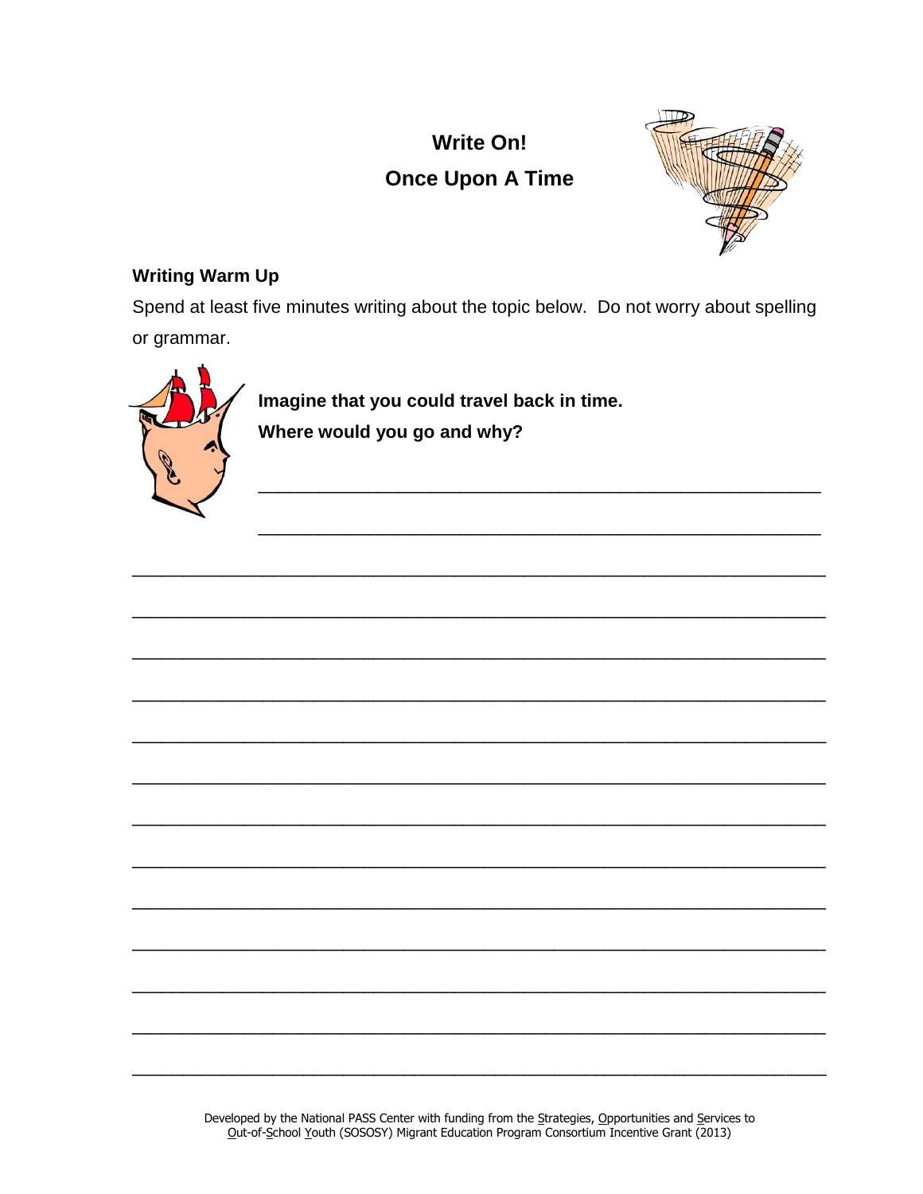# Write On!

## Once Upon A Time

**Writing Warm Up**

Spend at least five minutes writing about the topic below. Do not worry about spelling or grammar.

**Imagine that you could travel back in time.**

**Where would you go and why?**

___________________________________________________________

___________________________________________________________

___________________________________________________________

___________________________________________________________

___________________________________________________________

___________________________________________________________

___________________________________________________________

___________________________________________________________

___________________________________________________________

___________________________________________________________

___________________________________________________________

___________________________________________________________

___________________________________________________________

___________________________________________________________

___________________________________________________________

Developed by the National PASS Center with funding from the Strategies, Opportunities and Services to Out-of-School Youth (SOSOSY) Migrant Education Program Consortium Incentive Grant (2013)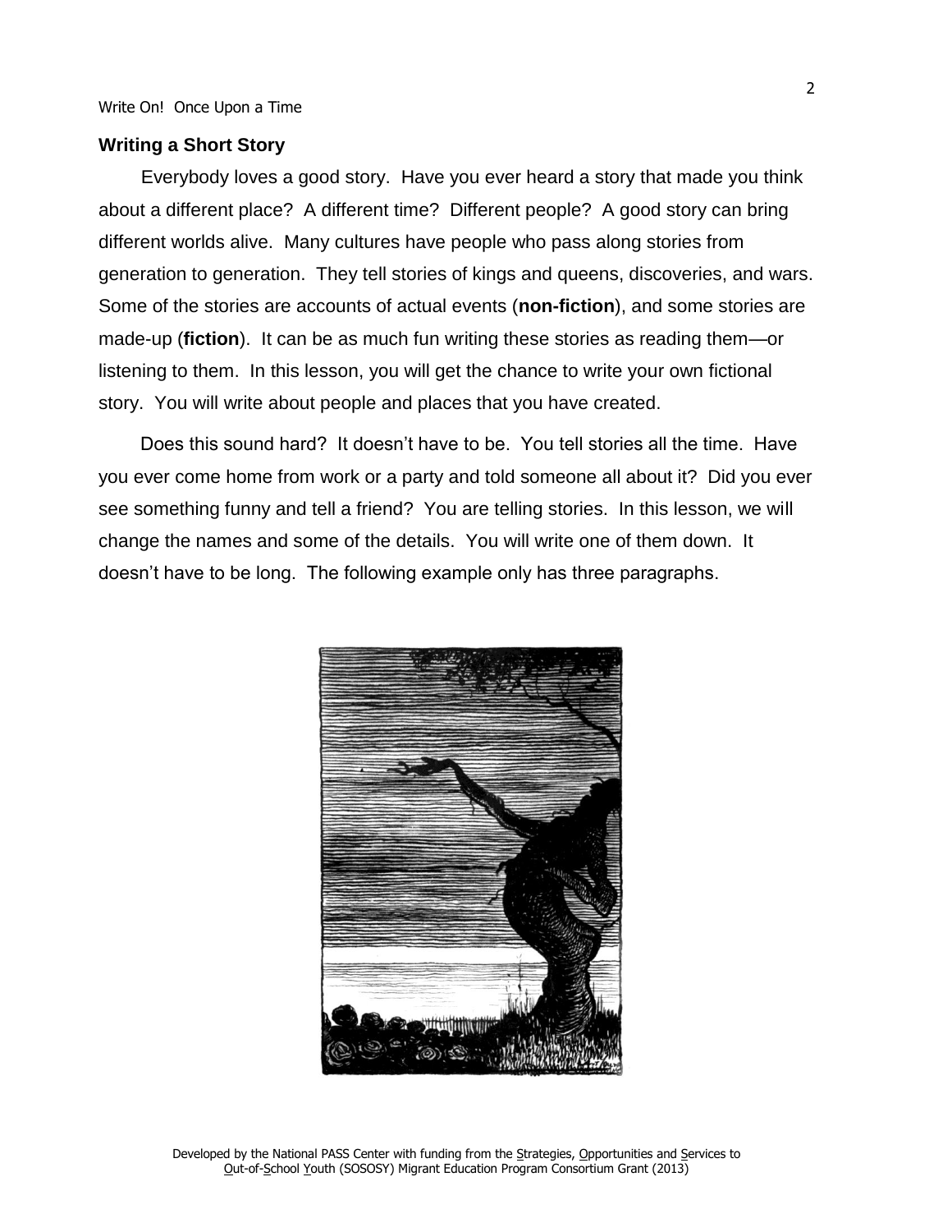### Writing a Short Story

Everybody loves a good story. Have you ever heard a story that made you think about a different place? A different time? Different people? A good story can bring different worlds alive. Many cultures have people who pass along stories from generation to generation. They tell stories of kings and queens, discoveries, and wars. Some of the stories are accounts of actual events (**non-fiction**), and some stories are made-up (**fiction**). It can be as much fun writing these stories as reading them—or listening to them. In this lesson, you will get the chance to write your own fictional story. You will write about people and places that you have created.

Does this sound hard? It doesn't have to be. You tell stories all the time. Have you ever come home from work or a party and told someone all about it? Did you ever see something funny and tell a friend? You are telling stories. In this lesson, we will change the names and some of the details. You will write one of them down. It doesn't have to be long. The following example only has three paragraphs.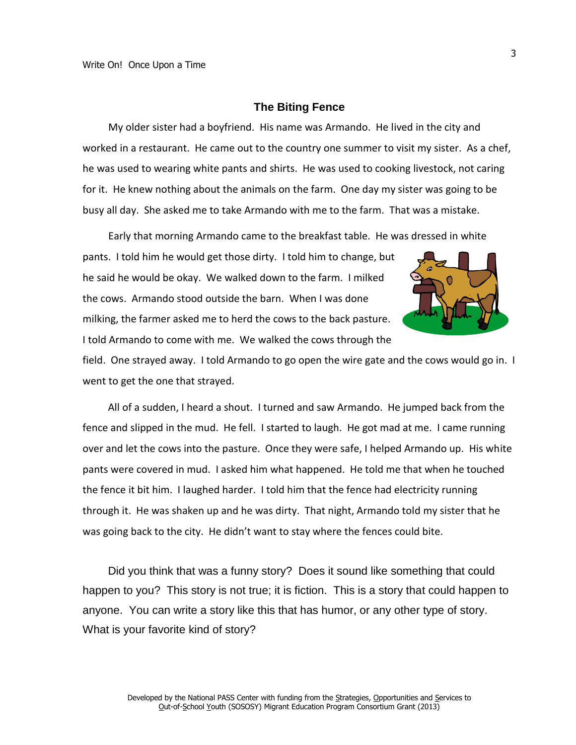## The Biting Fence

My older sister had a boyfriend. His name was Armando. He lived in the city and worked in a restaurant. He came out to the country one summer to visit my sister. As a chef, he was used to wearing white pants and shirts. He was used to cooking livestock, not caring for it. He knew nothing about the animals on the farm. One day my sister was going to be busy all day. She asked me to take Armando with me to the farm. That was a mistake.

Early that morning Armando came to the breakfast table. He was dressed in white pants. I told him he would get those dirty. I told him to change, but he said he would be okay. We walked down to the farm. I milked the cows. Armando stood outside the barn. When I was done milking, the farmer asked me to herd the cows to the back pasture. I told Armando to come with me. We walked the cows through the field. One strayed away. I told Armando to go open the wire gate and the cows would go in. I went to get the one that strayed.

All of a sudden, I heard a shout. I turned and saw Armando. He jumped back from the fence and slipped in the mud. He fell. I started to laugh. He got mad at me. I came running over and let the cows into the pasture. Once they were safe, I helped Armando up. His white pants were covered in mud. I asked him what happened. He told me that when he touched the fence it bit him. I laughed harder. I told him that the fence had electricity running through it. He was shaken up and he was dirty. That night, Armando told my sister that he was going back to the city. He didn't want to stay where the fences could bite.

Did you think that was a funny story? Does it sound like something that could happen to you? This story is not true; it is fiction. This is a story that could happen to anyone. You can write a story like this that has humor, or any other type of story. What is your favorite kind of story?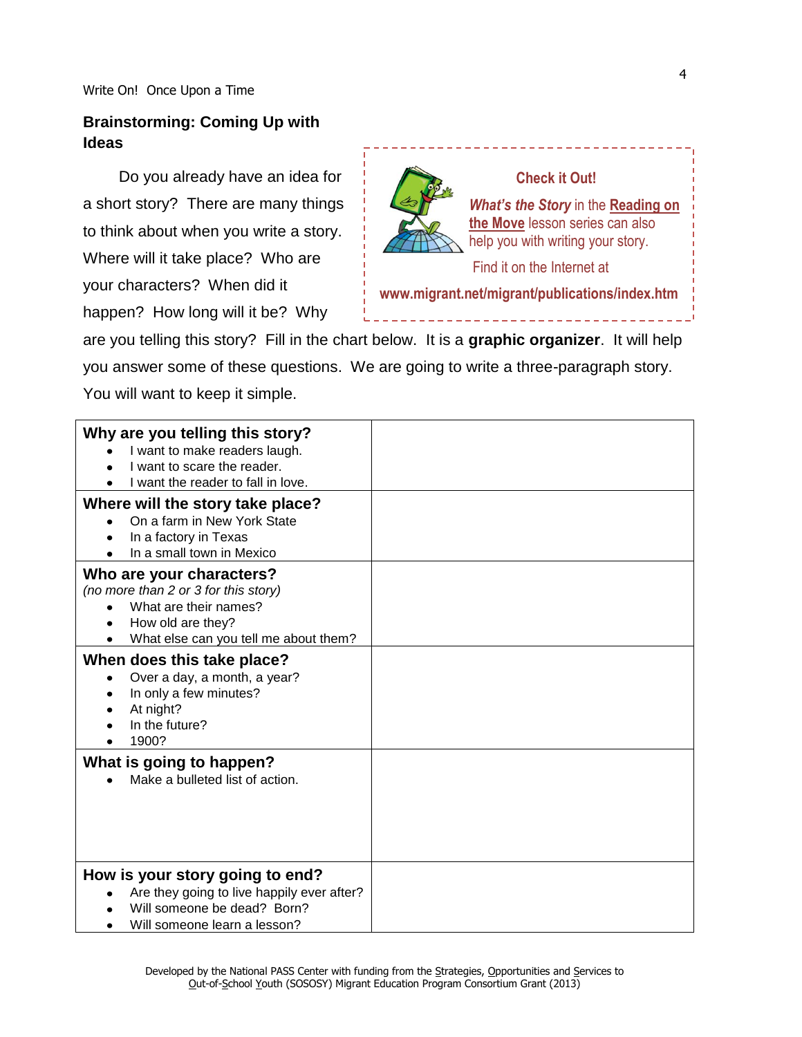## Brainstorming: Coming Up with Ideas

Do you already have an idea for a short story? There are many things to think about when you write a story. Where will it take place? Who are your characters? When did it happen? How long will it be? Why are you telling this story? Fill in the chart below. It is a **graphic organizer**. It will help you answer some of these questions. We are going to write a three-paragraph story. You will want to keep it simple.

> **Check it Out!**
>
> ***What's the Story*** in the **Reading on the Move** lesson series can also help you with writing your story.
>
> Find it on the Internet at
>
> **www.migrant.net/migrant/publications/index.htm**

| | |
|---|---|
| **Why are you telling this story?**<br>• I want to make readers laugh.<br>• I want to scare the reader.<br>• I want the reader to fall in love. | |
| **Where will the story take place?**<br>• On a farm in New York State<br>• In a factory in Texas<br>• In a small town in Mexico | |
| **Who are your characters?**<br>*(no more than 2 or 3 for this story)*<br>• What are their names?<br>• How old are they?<br>• What else can you tell me about them? | |
| **When does this take place?**<br>• Over a day, a month, a year?<br>• In only a few minutes?<br>• At night?<br>• In the future?<br>• 1900? | |
| **What is going to happen?**<br>• Make a bulleted list of action. | |
| **How is your story going to end?**<br>• Are they going to live happily ever after?<br>• Will someone be dead? Born?<br>• Will someone learn a lesson? | |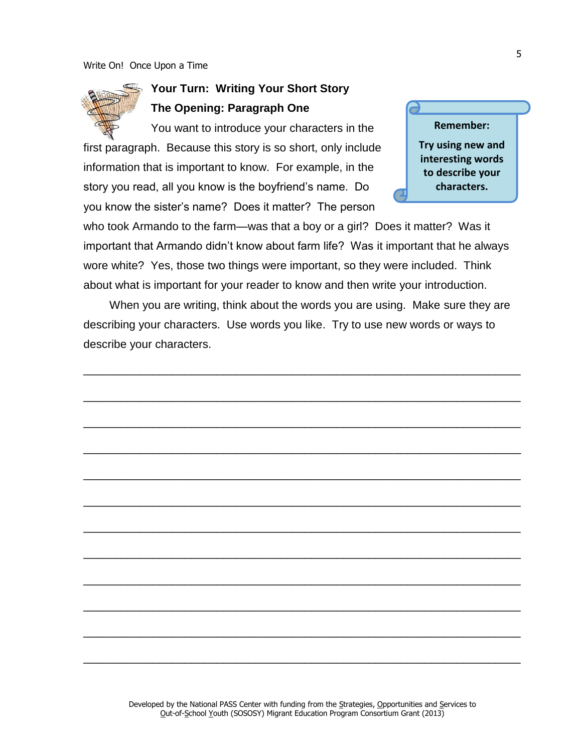## Your Turn: Writing Your Short Story

### The Opening: Paragraph One

> **Remember:**
>
> **Try using new and interesting words to describe your characters.**

You want to introduce your characters in the first paragraph. Because this story is so short, only include information that is important to know. For example, in the story you read, all you know is the boyfriend's name. Do you know the sister's name? Does it matter? The person who took Armando to the farm—was that a boy or a girl? Does it matter? Was it important that Armando didn't know about farm life? Was it important that he always wore white? Yes, those two things were important, so they were included. Think about what is important for your reader to know and then write your introduction.

When you are writing, think about the words you are using. Make sure they are describing your characters. Use words you like. Try to use new words or ways to describe your characters.

\_\_\_\_\_\_\_\_\_\_\_\_\_\_\_\_\_\_\_\_\_\_\_\_\_\_\_\_\_\_\_\_\_\_\_\_\_\_\_\_\_\_\_\_\_\_\_\_\_\_\_\_\_\_\_\_\_\_\_\_\_\_\_\_\_\_\_\_\_\_

\_\_\_\_\_\_\_\_\_\_\_\_\_\_\_\_\_\_\_\_\_\_\_\_\_\_\_\_\_\_\_\_\_\_\_\_\_\_\_\_\_\_\_\_\_\_\_\_\_\_\_\_\_\_\_\_\_\_\_\_\_\_\_\_\_\_\_\_\_\_

\_\_\_\_\_\_\_\_\_\_\_\_\_\_\_\_\_\_\_\_\_\_\_\_\_\_\_\_\_\_\_\_\_\_\_\_\_\_\_\_\_\_\_\_\_\_\_\_\_\_\_\_\_\_\_\_\_\_\_\_\_\_\_\_\_\_\_\_\_\_

\_\_\_\_\_\_\_\_\_\_\_\_\_\_\_\_\_\_\_\_\_\_\_\_\_\_\_\_\_\_\_\_\_\_\_\_\_\_\_\_\_\_\_\_\_\_\_\_\_\_\_\_\_\_\_\_\_\_\_\_\_\_\_\_\_\_\_\_\_\_

\_\_\_\_\_\_\_\_\_\_\_\_\_\_\_\_\_\_\_\_\_\_\_\_\_\_\_\_\_\_\_\_\_\_\_\_\_\_\_\_\_\_\_\_\_\_\_\_\_\_\_\_\_\_\_\_\_\_\_\_\_\_\_\_\_\_\_\_\_\_

\_\_\_\_\_\_\_\_\_\_\_\_\_\_\_\_\_\_\_\_\_\_\_\_\_\_\_\_\_\_\_\_\_\_\_\_\_\_\_\_\_\_\_\_\_\_\_\_\_\_\_\_\_\_\_\_\_\_\_\_\_\_\_\_\_\_\_\_\_\_

\_\_\_\_\_\_\_\_\_\_\_\_\_\_\_\_\_\_\_\_\_\_\_\_\_\_\_\_\_\_\_\_\_\_\_\_\_\_\_\_\_\_\_\_\_\_\_\_\_\_\_\_\_\_\_\_\_\_\_\_\_\_\_\_\_\_\_\_\_\_

\_\_\_\_\_\_\_\_\_\_\_\_\_\_\_\_\_\_\_\_\_\_\_\_\_\_\_\_\_\_\_\_\_\_\_\_\_\_\_\_\_\_\_\_\_\_\_\_\_\_\_\_\_\_\_\_\_\_\_\_\_\_\_\_\_\_\_\_\_\_

\_\_\_\_\_\_\_\_\_\_\_\_\_\_\_\_\_\_\_\_\_\_\_\_\_\_\_\_\_\_\_\_\_\_\_\_\_\_\_\_\_\_\_\_\_\_\_\_\_\_\_\_\_\_\_\_\_\_\_\_\_\_\_\_\_\_\_\_\_\_

\_\_\_\_\_\_\_\_\_\_\_\_\_\_\_\_\_\_\_\_\_\_\_\_\_\_\_\_\_\_\_\_\_\_\_\_\_\_\_\_\_\_\_\_\_\_\_\_\_\_\_\_\_\_\_\_\_\_\_\_\_\_\_\_\_\_\_\_\_\_

\_\_\_\_\_\_\_\_\_\_\_\_\_\_\_\_\_\_\_\_\_\_\_\_\_\_\_\_\_\_\_\_\_\_\_\_\_\_\_\_\_\_\_\_\_\_\_\_\_\_\_\_\_\_\_\_\_\_\_\_\_\_\_\_\_\_\_\_\_\_

\_\_\_\_\_\_\_\_\_\_\_\_\_\_\_\_\_\_\_\_\_\_\_\_\_\_\_\_\_\_\_\_\_\_\_\_\_\_\_\_\_\_\_\_\_\_\_\_\_\_\_\_\_\_\_\_\_\_\_\_\_\_\_\_\_\_\_\_\_\_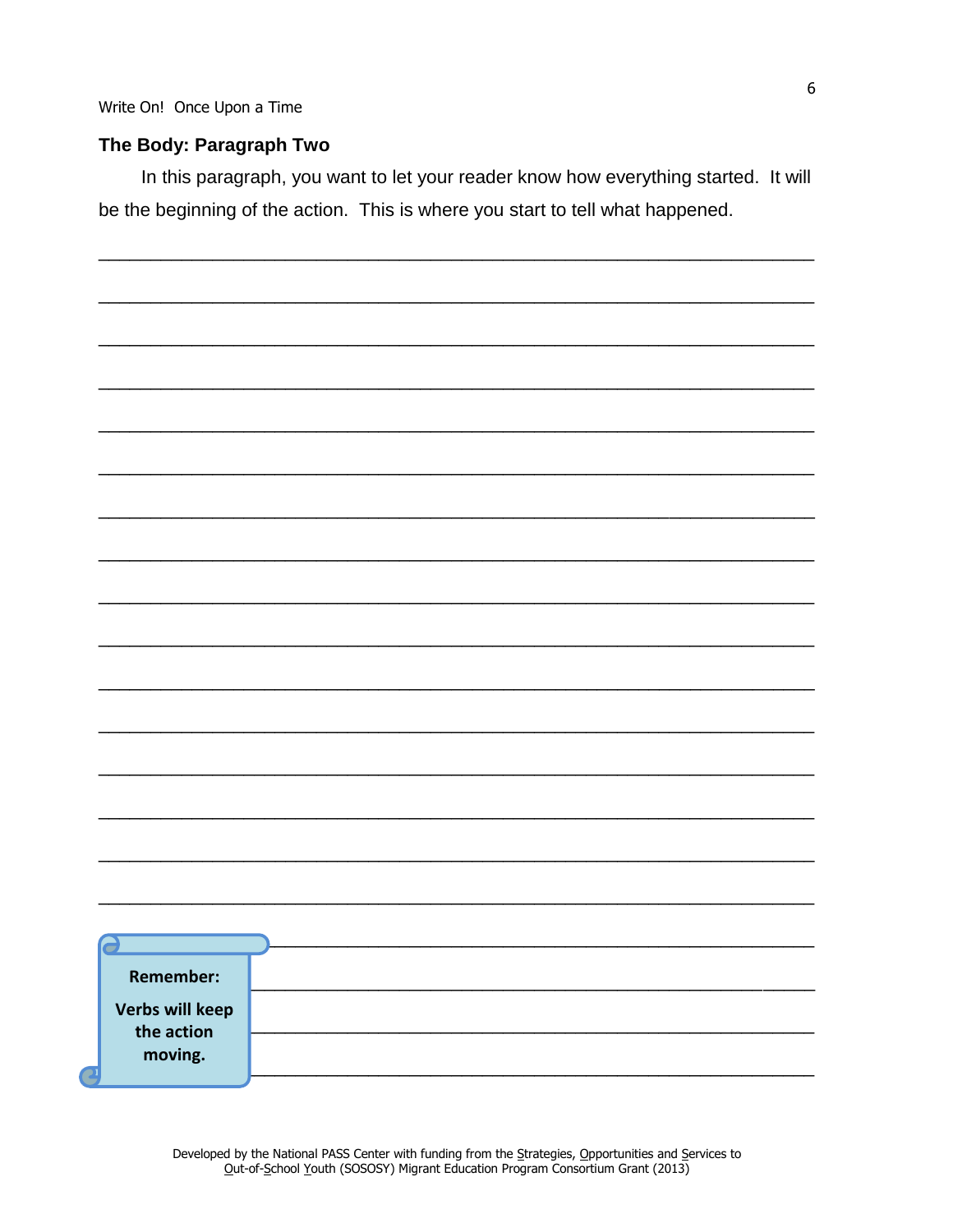## The Body: Paragraph Two

In this paragraph, you want to let your reader know how everything started. It will be the beginning of the action. This is where you start to tell what happened.

____________________________________________________________________

____________________________________________________________________

____________________________________________________________________

____________________________________________________________________

____________________________________________________________________

____________________________________________________________________

____________________________________________________________________

____________________________________________________________________

____________________________________________________________________

____________________________________________________________________

____________________________________________________________________

____________________________________________________________________

____________________________________________________________________

____________________________________________________________________

____________________________________________________________________

____________________________________________________________________

____________________________________________________________________

____________________________________________________________________

____________________________________________________________________

____________________________________________________________________

**Remember:**

**Verbs will keep the action moving.**

Developed by the National PASS Center with funding from the Strategies, Opportunities and Services to Out-of-School Youth (SOSOSY) Migrant Education Program Consortium Grant (2013)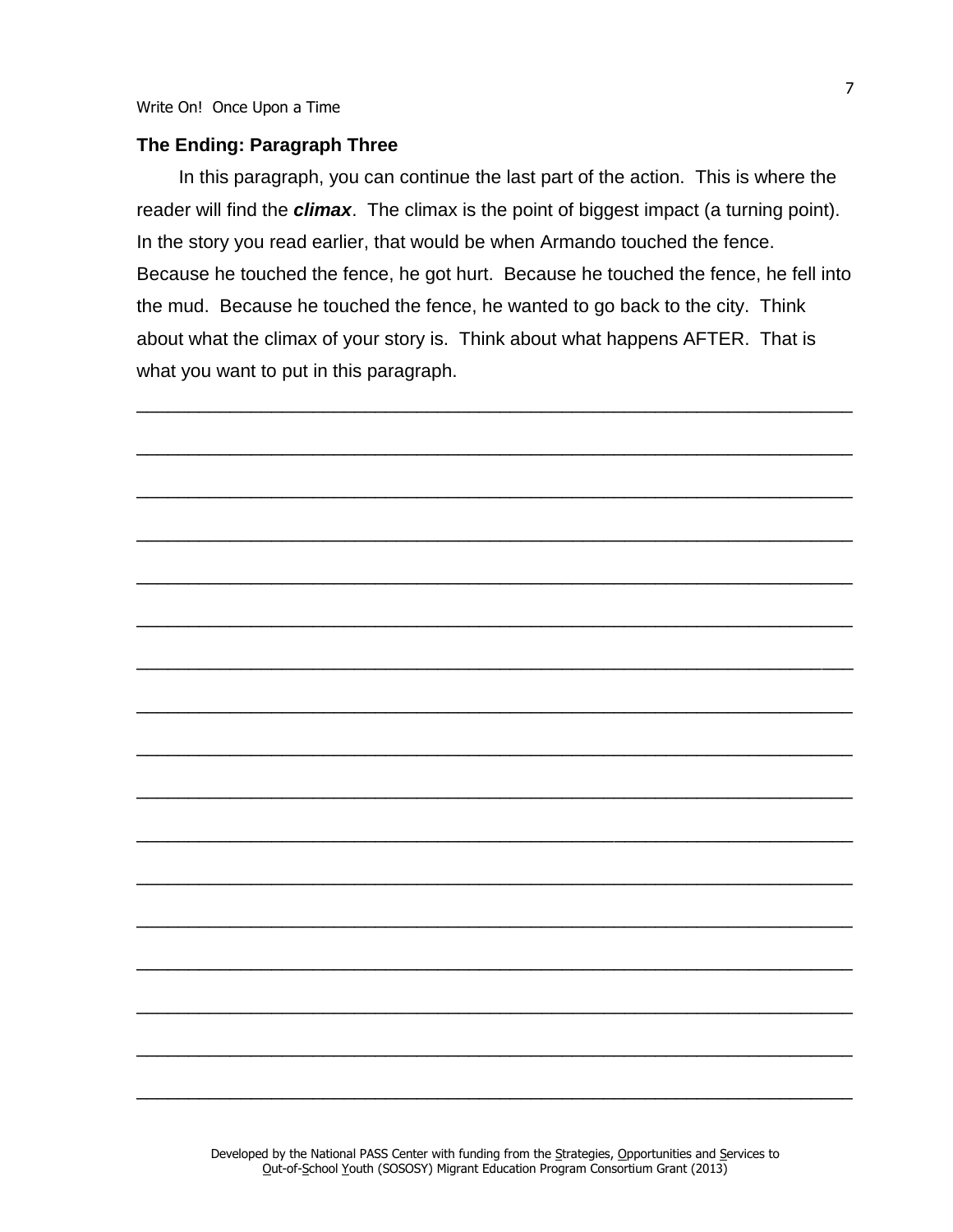### The Ending: Paragraph Three

In this paragraph, you can continue the last part of the action. This is where the reader will find the ***climax***. The climax is the point of biggest impact (a turning point). In the story you read earlier, that would be when Armando touched the fence. Because he touched the fence, he got hurt. Because he touched the fence, he fell into the mud. Because he touched the fence, he wanted to go back to the city. Think about what the climax of your story is. Think about what happens AFTER. That is what you want to put in this paragraph.

___________________________________________________________________________

___________________________________________________________________________

___________________________________________________________________________

___________________________________________________________________________

___________________________________________________________________________

___________________________________________________________________________

___________________________________________________________________________

___________________________________________________________________________

___________________________________________________________________________

___________________________________________________________________________

___________________________________________________________________________

___________________________________________________________________________

___________________________________________________________________________

___________________________________________________________________________

___________________________________________________________________________

___________________________________________________________________________

___________________________________________________________________________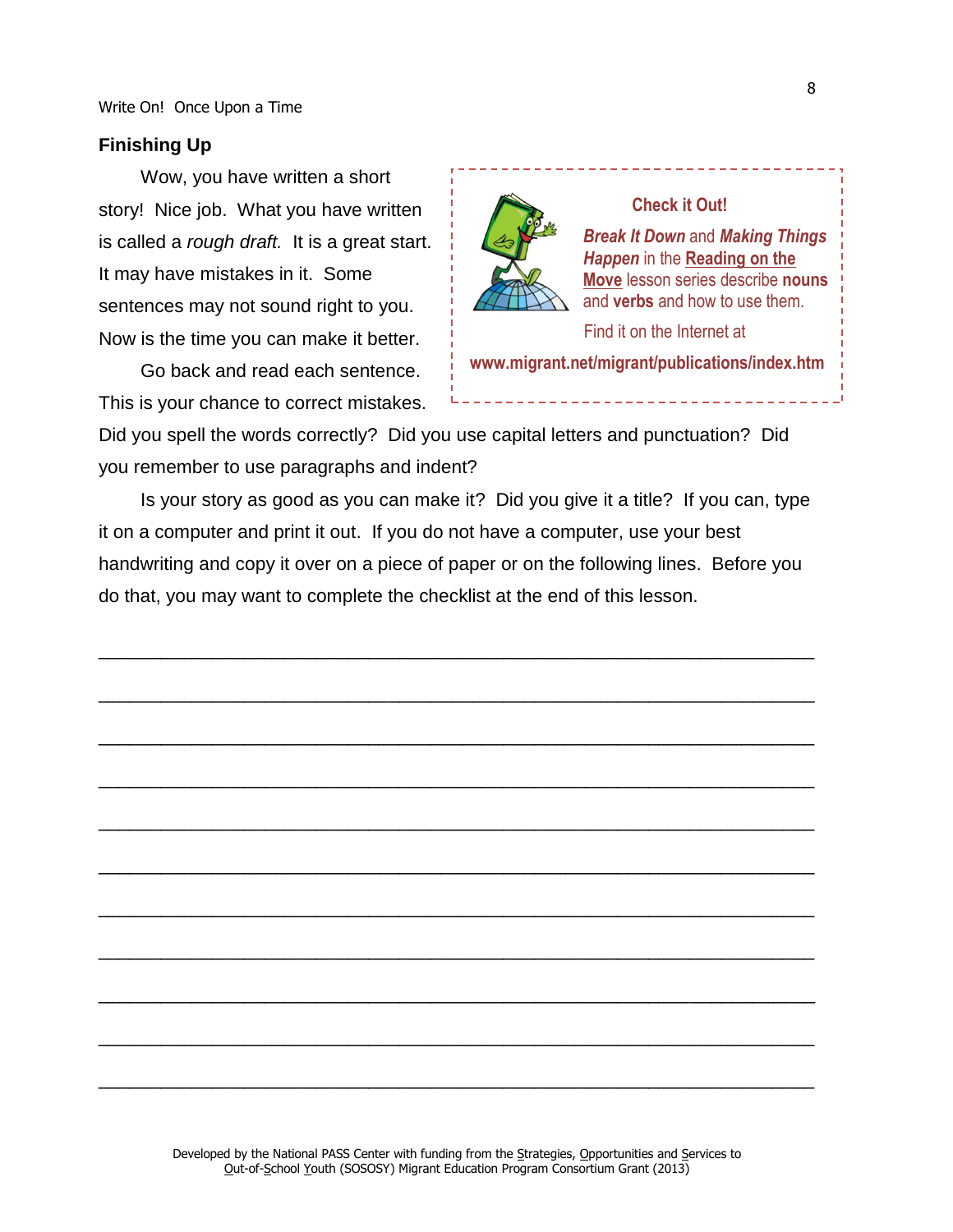## Finishing Up

Wow, you have written a short story! Nice job. What you have written is called a *rough draft.* It is a great start. It may have mistakes in it. Some sentences may not sound right to you. Now is the time you can make it better.

Go back and read each sentence. This is your chance to correct mistakes. Did you spell the words correctly? Did you use capital letters and punctuation? Did you remember to use paragraphs and indent?

Is your story as good as you can make it? Did you give it a title? If you can, type it on a computer and print it out. If you do not have a computer, use your best handwriting and copy it over on a piece of paper or on the following lines. Before you do that, you may want to complete the checklist at the end of this lesson.

> **Check it Out!**
>
> ***Break It Down*** and ***Making Things Happen*** in the **Reading on the Move** lesson series describe **nouns** and **verbs** and how to use them.
>
> Find it on the Internet at
>
> **www.migrant.net/migrant/publications/index.htm**

\_\_\_\_\_\_\_\_\_\_\_\_\_\_\_\_\_\_\_\_\_\_\_\_\_\_\_\_\_\_\_\_\_\_\_\_\_\_\_\_\_\_\_\_\_\_\_\_\_\_\_\_\_\_\_\_\_\_\_\_\_\_

\_\_\_\_\_\_\_\_\_\_\_\_\_\_\_\_\_\_\_\_\_\_\_\_\_\_\_\_\_\_\_\_\_\_\_\_\_\_\_\_\_\_\_\_\_\_\_\_\_\_\_\_\_\_\_\_\_\_\_\_\_\_

\_\_\_\_\_\_\_\_\_\_\_\_\_\_\_\_\_\_\_\_\_\_\_\_\_\_\_\_\_\_\_\_\_\_\_\_\_\_\_\_\_\_\_\_\_\_\_\_\_\_\_\_\_\_\_\_\_\_\_\_\_\_

\_\_\_\_\_\_\_\_\_\_\_\_\_\_\_\_\_\_\_\_\_\_\_\_\_\_\_\_\_\_\_\_\_\_\_\_\_\_\_\_\_\_\_\_\_\_\_\_\_\_\_\_\_\_\_\_\_\_\_\_\_\_

\_\_\_\_\_\_\_\_\_\_\_\_\_\_\_\_\_\_\_\_\_\_\_\_\_\_\_\_\_\_\_\_\_\_\_\_\_\_\_\_\_\_\_\_\_\_\_\_\_\_\_\_\_\_\_\_\_\_\_\_\_\_

\_\_\_\_\_\_\_\_\_\_\_\_\_\_\_\_\_\_\_\_\_\_\_\_\_\_\_\_\_\_\_\_\_\_\_\_\_\_\_\_\_\_\_\_\_\_\_\_\_\_\_\_\_\_\_\_\_\_\_\_\_\_

\_\_\_\_\_\_\_\_\_\_\_\_\_\_\_\_\_\_\_\_\_\_\_\_\_\_\_\_\_\_\_\_\_\_\_\_\_\_\_\_\_\_\_\_\_\_\_\_\_\_\_\_\_\_\_\_\_\_\_\_\_\_

\_\_\_\_\_\_\_\_\_\_\_\_\_\_\_\_\_\_\_\_\_\_\_\_\_\_\_\_\_\_\_\_\_\_\_\_\_\_\_\_\_\_\_\_\_\_\_\_\_\_\_\_\_\_\_\_\_\_\_\_\_\_

\_\_\_\_\_\_\_\_\_\_\_\_\_\_\_\_\_\_\_\_\_\_\_\_\_\_\_\_\_\_\_\_\_\_\_\_\_\_\_\_\_\_\_\_\_\_\_\_\_\_\_\_\_\_\_\_\_\_\_\_\_\_

\_\_\_\_\_\_\_\_\_\_\_\_\_\_\_\_\_\_\_\_\_\_\_\_\_\_\_\_\_\_\_\_\_\_\_\_\_\_\_\_\_\_\_\_\_\_\_\_\_\_\_\_\_\_\_\_\_\_\_\_\_\_

\_\_\_\_\_\_\_\_\_\_\_\_\_\_\_\_\_\_\_\_\_\_\_\_\_\_\_\_\_\_\_\_\_\_\_\_\_\_\_\_\_\_\_\_\_\_\_\_\_\_\_\_\_\_\_\_\_\_\_\_\_\_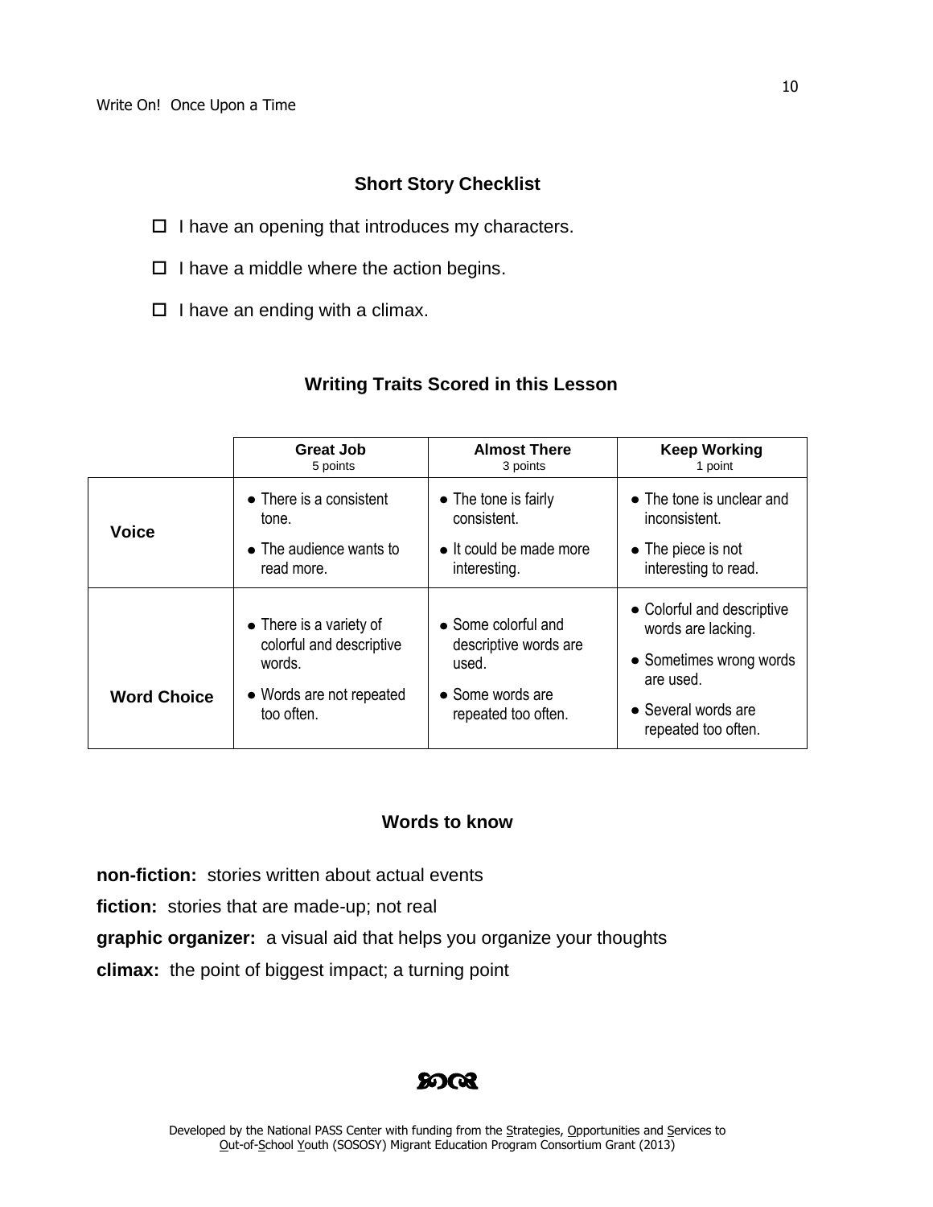## Short Story Checklist

- ☐ I have an opening that introduces my characters.
- ☐ I have a middle where the action begins.
- ☐ I have an ending with a climax.

## Writing Traits Scored in this Lesson

| | **Great Job** 5 points | **Almost There** 3 points | **Keep Working** 1 point |
|---|---|---|---|
| **Voice** | • There is a consistent tone. • The audience wants to read more. | • The tone is fairly consistent. • It could be made more interesting. | • The tone is unclear and inconsistent. • The piece is not interesting to read. |
| **Word Choice** | • There is a variety of colorful and descriptive words. • Words are not repeated too often. | • Some colorful and descriptive words are used. • Some words are repeated too often. | • Colorful and descriptive words are lacking. • Sometimes wrong words are used. • Several words are repeated too often. |

## Words to know

**non-fiction:** stories written about actual events

**fiction:** stories that are made-up; not real

**graphic organizer:** a visual aid that helps you organize your thoughts

**climax:** the point of biggest impact; a turning point

Developed by the National PASS Center with funding from the Strategies, Opportunities and Services to Out-of-School Youth (SOSOSY) Migrant Education Program Consortium Grant (2013)